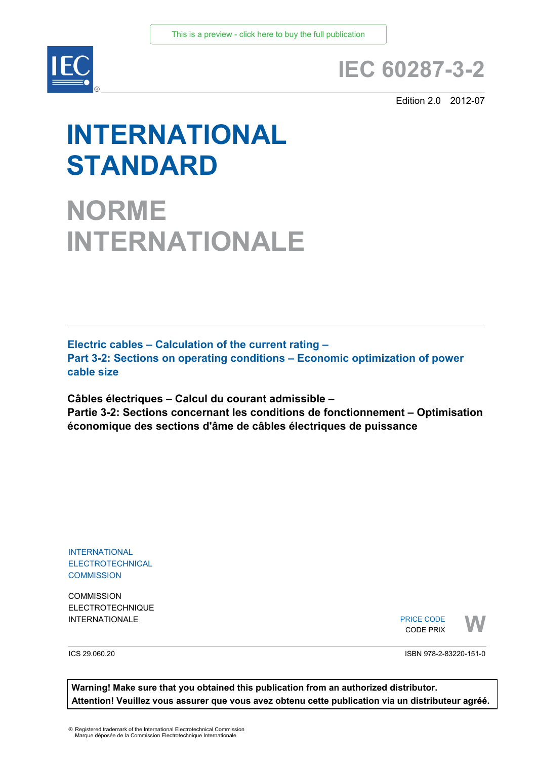This is a preview - click here to buy the full publication

# IEC 60287-3-2

Edition 2.0 2012-07

# INTERNATIONAL STANDARD

# NORME INTERNATIONALE

**Electric cables – Calculation of the current rating –**
**Part 3-2: Sections on operating conditions – Economic optimization of power cable size**

**Câbles électriques – Calcul du courant admissible –**
**Partie 3-2: Sections concernant les conditions de fonctionnement – Optimisation économique des sections d'âme de câbles électriques de puissance**

INTERNATIONAL
ELECTROTECHNICAL
COMMISSION

COMMISSION
ELECTROTECHNIQUE
INTERNATIONALE

PRICE CODE
CODE PRIX **W**

ICS 29.060.20

ISBN 978-2-83220-151-0

**Warning! Make sure that you obtained this publication from an authorized distributor.**
**Attention! Veuillez vous assurer que vous avez obtenu cette publication via un distributeur agréé.**

® Registered trademark of the International Electrotechnical Commission
Marque déposée de la Commission Electrotechnique Internationale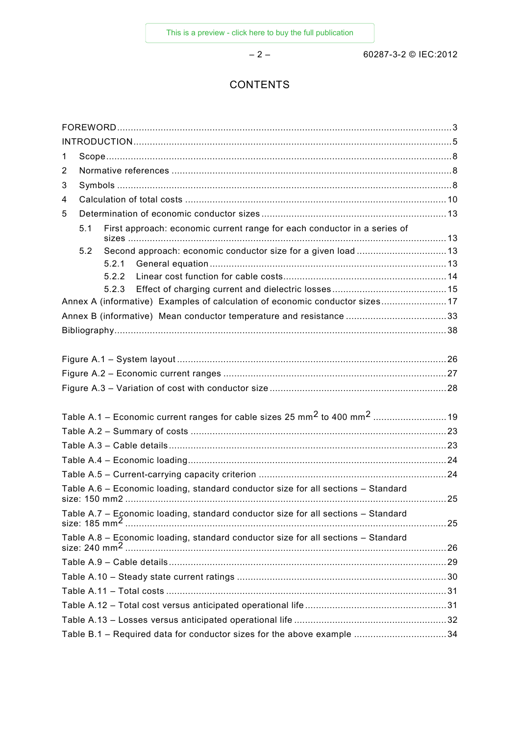# CONTENTS

FOREWORD .......... 3

INTRODUCTION .......... 5

1 Scope .......... 8

2 Normative references .......... 8

3 Symbols .......... 8

4 Calculation of total costs .......... 10

5 Determination of economic conductor sizes .......... 13

5.1 First approach: economic current range for each conductor in a series of sizes .......... 13

5.2 Second approach: economic conductor size for a given load .......... 13

5.2.1 General equation .......... 13

5.2.2 Linear cost function for cable costs .......... 14

5.2.3 Effect of charging current and dielectric losses .......... 15

Annex A (informative) Examples of calculation of economic conductor sizes .......... 17

Annex B (informative) Mean conductor temperature and resistance .......... 33

Bibliography .......... 38

Figure A.1 – System layout .......... 26

Figure A.2 – Economic current ranges .......... 27

Figure A.3 – Variation of cost with conductor size .......... 28

Table A.1 – Economic current ranges for cable sizes 25 $mm^2$ to 400 $mm^2$ .......... 19

Table A.2 – Summary of costs .......... 23

Table A.3 – Cable details .......... 23

Table A.4 – Economic loading .......... 24

Table A.5 – Current-carrying capacity criterion .......... 24

Table A.6 – Economic loading, standard conductor size for all sections – Standard size: 150 mm2 .......... 25

Table A.7 – Economic loading, standard conductor size for all sections – Standard size: 185 $mm^2$ .......... 25

Table A.8 – Economic loading, standard conductor size for all sections – Standard size: 240 $mm^2$ .......... 26

Table A.9 – Cable details .......... 29

Table A.10 – Steady state current ratings .......... 30

Table A.11 – Total costs .......... 31

Table A.12 – Total cost versus anticipated operational life .......... 31

Table A.13 – Losses versus anticipated operational life .......... 32

Table B.1 – Required data for conductor sizes for the above example .......... 34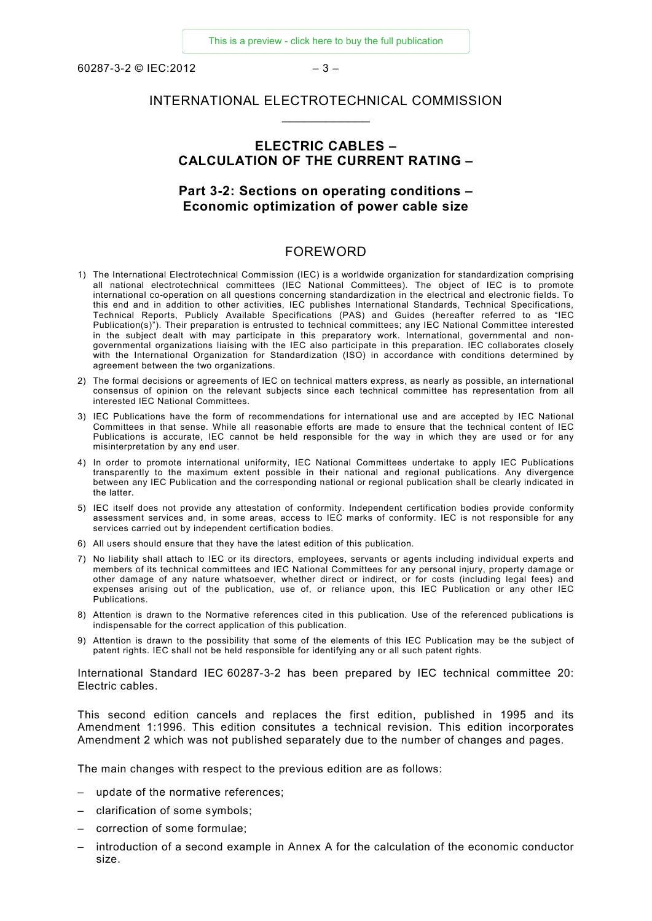# INTERNATIONAL ELECTROTECHNICAL COMMISSION

\_\_\_\_\_\_\_\_\_\_\_\_

## ELECTRIC CABLES – CALCULATION OF THE CURRENT RATING –

## Part 3-2: Sections on operating conditions – Economic optimization of power cable size

## FOREWORD

1) The International Electrotechnical Commission (IEC) is a worldwide organization for standardization comprising all national electrotechnical committees (IEC National Committees). The object of IEC is to promote international co-operation on all questions concerning standardization in the electrical and electronic fields. To this end and in addition to other activities, IEC publishes International Standards, Technical Specifications, Technical Reports, Publicly Available Specifications (PAS) and Guides (hereafter referred to as "IEC Publication(s)"). Their preparation is entrusted to technical committees; any IEC National Committee interested in the subject dealt with may participate in this preparatory work. International, governmental and non-governmental organizations liaising with the IEC also participate in this preparation. IEC collaborates closely with the International Organization for Standardization (ISO) in accordance with conditions determined by agreement between the two organizations.
2) The formal decisions or agreements of IEC on technical matters express, as nearly as possible, an international consensus of opinion on the relevant subjects since each technical committee has representation from all interested IEC National Committees.
3) IEC Publications have the form of recommendations for international use and are accepted by IEC National Committees in that sense. While all reasonable efforts are made to ensure that the technical content of IEC Publications is accurate, IEC cannot be held responsible for the way in which they are used or for any misinterpretation by any end user.
4) In order to promote international uniformity, IEC National Committees undertake to apply IEC Publications transparently to the maximum extent possible in their national and regional publications. Any divergence between any IEC Publication and the corresponding national or regional publication shall be clearly indicated in the latter.
5) IEC itself does not provide any attestation of conformity. Independent certification bodies provide conformity assessment services and, in some areas, access to IEC marks of conformity. IEC is not responsible for any services carried out by independent certification bodies.
6) All users should ensure that they have the latest edition of this publication.
7) No liability shall attach to IEC or its directors, employees, servants or agents including individual experts and members of its technical committees and IEC National Committees for any personal injury, property damage or other damage of any nature whatsoever, whether direct or indirect, or for costs (including legal fees) and expenses arising out of the publication, use of, or reliance upon, this IEC Publication or any other IEC Publications.
8) Attention is drawn to the Normative references cited in this publication. Use of the referenced publications is indispensable for the correct application of this publication.
9) Attention is drawn to the possibility that some of the elements of this IEC Publication may be the subject of patent rights. IEC shall not be held responsible for identifying any or all such patent rights.

International Standard IEC 60287-3-2 has been prepared by IEC technical committee 20: Electric cables.

This second edition cancels and replaces the first edition, published in 1995 and its Amendment 1:1996. This edition consitutes a technical revision. This edition incorporates Amendment 2 which was not published separately due to the number of changes and pages.

The main changes with respect to the previous edition are as follows:

- update of the normative references;
- clarification of some symbols;
- correction of some formulae;
- introduction of a second example in Annex A for the calculation of the economic conductor size.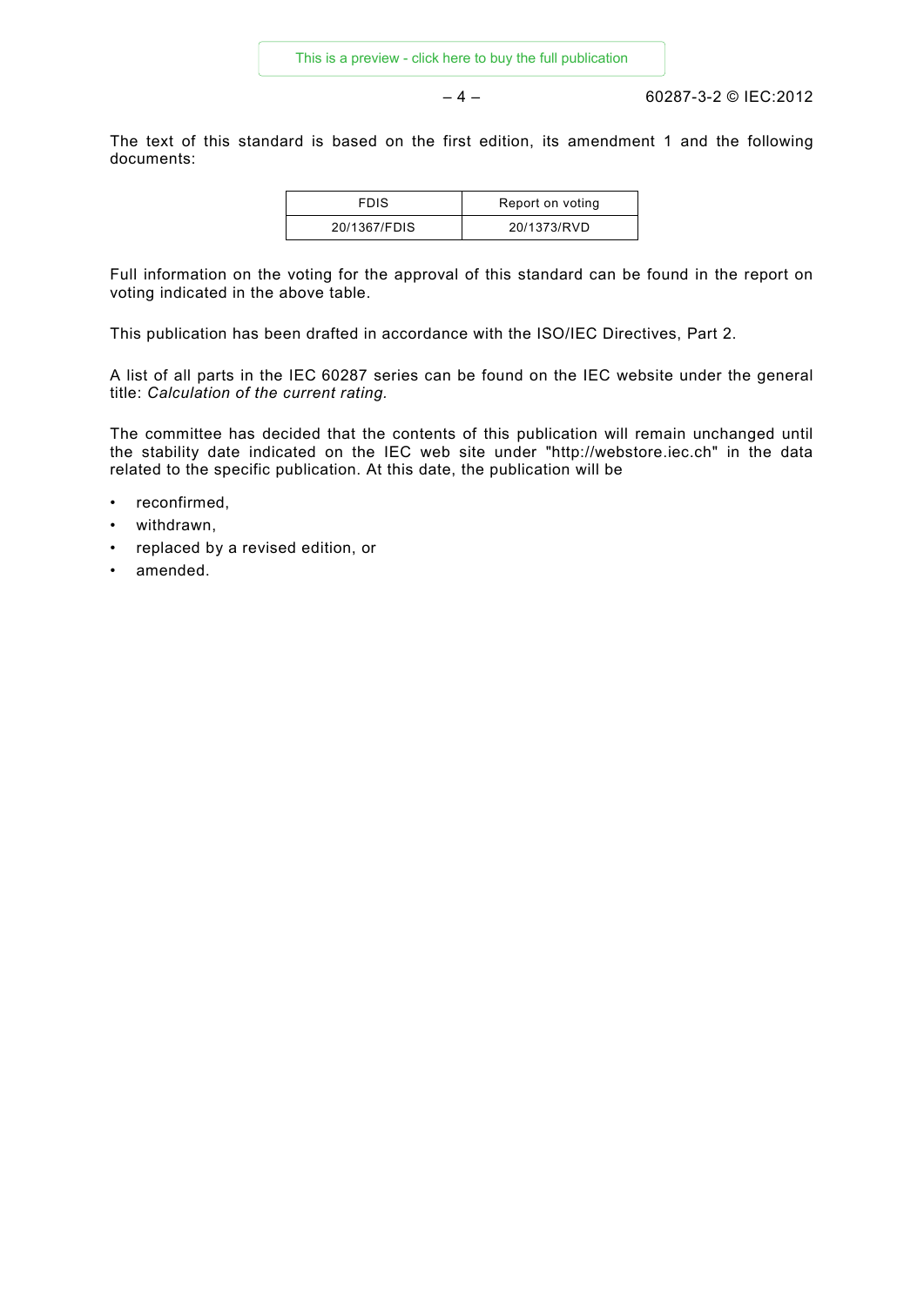The text of this standard is based on the first edition, its amendment 1 and the following documents:

| FDIS | Report on voting |
|---|---|
| 20/1367/FDIS | 20/1373/RVD |

Full information on the voting for the approval of this standard can be found in the report on voting indicated in the above table.

This publication has been drafted in accordance with the ISO/IEC Directives, Part 2.

A list of all parts in the IEC 60287 series can be found on the IEC website under the general title: *Calculation of the current rating.*

The committee has decided that the contents of this publication will remain unchanged until the stability date indicated on the IEC web site under "http://webstore.iec.ch" in the data related to the specific publication. At this date, the publication will be

- reconfirmed,
- withdrawn,
- replaced by a revised edition, or
- amended.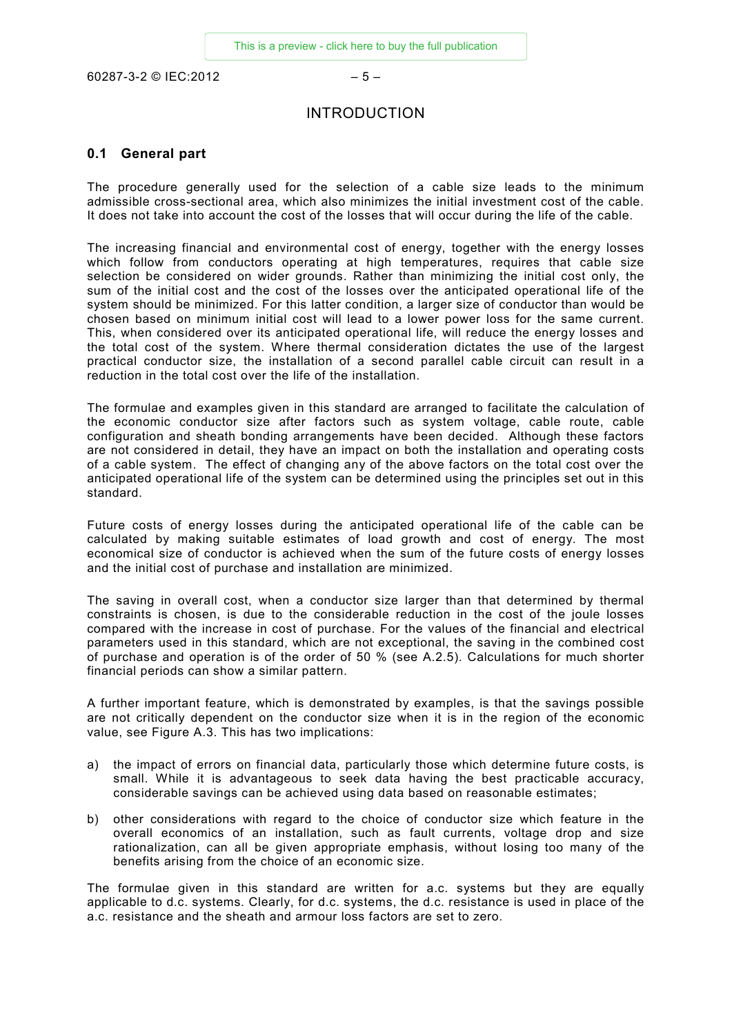# INTRODUCTION

## 0.1 General part

The procedure generally used for the selection of a cable size leads to the minimum admissible cross-sectional area, which also minimizes the initial investment cost of the cable. It does not take into account the cost of the losses that will occur during the life of the cable.

The increasing financial and environmental cost of energy, together with the energy losses which follow from conductors operating at high temperatures, requires that cable size selection be considered on wider grounds. Rather than minimizing the initial cost only, the sum of the initial cost and the cost of the losses over the anticipated operational life of the system should be minimized. For this latter condition, a larger size of conductor than would be chosen based on minimum initial cost will lead to a lower power loss for the same current. This, when considered over its anticipated operational life, will reduce the energy losses and the total cost of the system. Where thermal consideration dictates the use of the largest practical conductor size, the installation of a second parallel cable circuit can result in a reduction in the total cost over the life of the installation.

The formulae and examples given in this standard are arranged to facilitate the calculation of the economic conductor size after factors such as system voltage, cable route, cable configuration and sheath bonding arrangements have been decided. Although these factors are not considered in detail, they have an impact on both the installation and operating costs of a cable system. The effect of changing any of the above factors on the total cost over the anticipated operational life of the system can be determined using the principles set out in this standard.

Future costs of energy losses during the anticipated operational life of the cable can be calculated by making suitable estimates of load growth and cost of energy. The most economical size of conductor is achieved when the sum of the future costs of energy losses and the initial cost of purchase and installation are minimized.

The saving in overall cost, when a conductor size larger than that determined by thermal constraints is chosen, is due to the considerable reduction in the cost of the joule losses compared with the increase in cost of purchase. For the values of the financial and electrical parameters used in this standard, which are not exceptional, the saving in the combined cost of purchase and operation is of the order of 50 % (see A.2.5). Calculations for much shorter financial periods can show a similar pattern.

A further important feature, which is demonstrated by examples, is that the savings possible are not critically dependent on the conductor size when it is in the region of the economic value, see Figure A.3. This has two implications:

a) the impact of errors on financial data, particularly those which determine future costs, is small. While it is advantageous to seek data having the best practicable accuracy, considerable savings can be achieved using data based on reasonable estimates;

b) other considerations with regard to the choice of conductor size which feature in the overall economics of an installation, such as fault currents, voltage drop and size rationalization, can all be given appropriate emphasis, without losing too many of the benefits arising from the choice of an economic size.

The formulae given in this standard are written for a.c. systems but they are equally applicable to d.c. systems. Clearly, for d.c. systems, the d.c. resistance is used in place of the a.c. resistance and the sheath and armour loss factors are set to zero.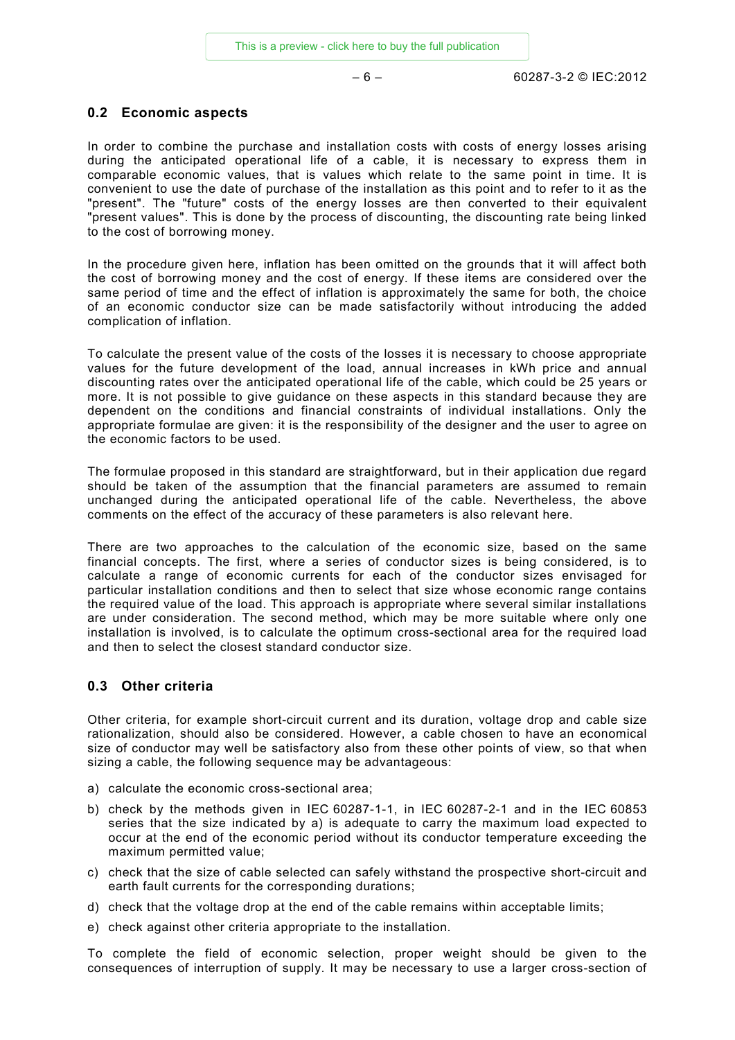## 0.2 Economic aspects

In order to combine the purchase and installation costs with costs of energy losses arising during the anticipated operational life of a cable, it is necessary to express them in comparable economic values, that is values which relate to the same point in time. It is convenient to use the date of purchase of the installation as this point and to refer to it as the "present". The "future" costs of the energy losses are then converted to their equivalent "present values". This is done by the process of discounting, the discounting rate being linked to the cost of borrowing money.

In the procedure given here, inflation has been omitted on the grounds that it will affect both the cost of borrowing money and the cost of energy. If these items are considered over the same period of time and the effect of inflation is approximately the same for both, the choice of an economic conductor size can be made satisfactorily without introducing the added complication of inflation.

To calculate the present value of the costs of the losses it is necessary to choose appropriate values for the future development of the load, annual increases in kWh price and annual discounting rates over the anticipated operational life of the cable, which could be 25 years or more. It is not possible to give guidance on these aspects in this standard because they are dependent on the conditions and financial constraints of individual installations. Only the appropriate formulae are given: it is the responsibility of the designer and the user to agree on the economic factors to be used.

The formulae proposed in this standard are straightforward, but in their application due regard should be taken of the assumption that the financial parameters are assumed to remain unchanged during the anticipated operational life of the cable. Nevertheless, the above comments on the effect of the accuracy of these parameters is also relevant here.

There are two approaches to the calculation of the economic size, based on the same financial concepts. The first, where a series of conductor sizes is being considered, is to calculate a range of economic currents for each of the conductor sizes envisaged for particular installation conditions and then to select that size whose economic range contains the required value of the load. This approach is appropriate where several similar installations are under consideration. The second method, which may be more suitable where only one installation is involved, is to calculate the optimum cross-sectional area for the required load and then to select the closest standard conductor size.

## 0.3 Other criteria

Other criteria, for example short-circuit current and its duration, voltage drop and cable size rationalization, should also be considered. However, a cable chosen to have an economical size of conductor may well be satisfactory also from these other points of view, so that when sizing a cable, the following sequence may be advantageous:

a) calculate the economic cross-sectional area;
b) check by the methods given in IEC 60287-1-1, in IEC 60287-2-1 and in the IEC 60853 series that the size indicated by a) is adequate to carry the maximum load expected to occur at the end of the economic period without its conductor temperature exceeding the maximum permitted value;
c) check that the size of cable selected can safely withstand the prospective short-circuit and earth fault currents for the corresponding durations;
d) check that the voltage drop at the end of the cable remains within acceptable limits;
e) check against other criteria appropriate to the installation.

To complete the field of economic selection, proper weight should be given to the consequences of interruption of supply. It may be necessary to use a larger cross-section of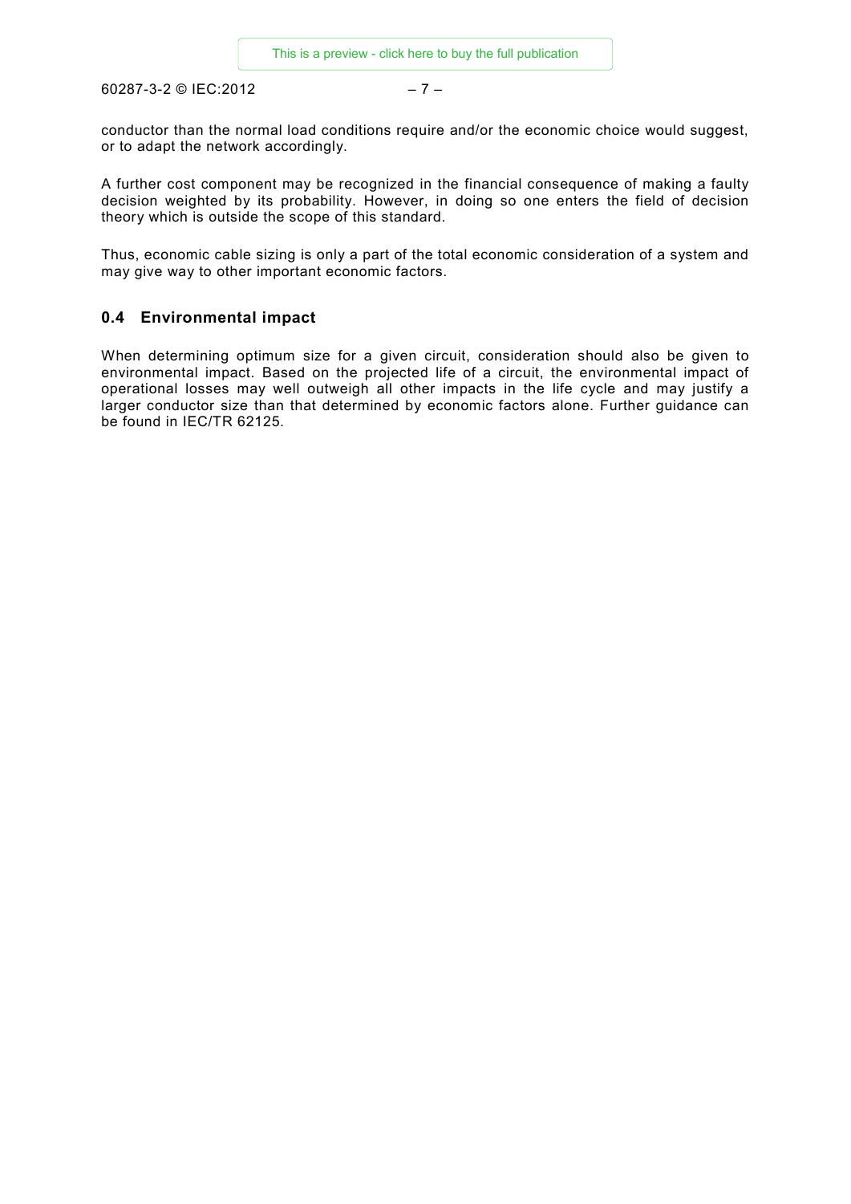conductor than the normal load conditions require and/or the economic choice would suggest, or to adapt the network accordingly.

A further cost component may be recognized in the financial consequence of making a faulty decision weighted by its probability. However, in doing so one enters the field of decision theory which is outside the scope of this standard.

Thus, economic cable sizing is only a part of the total economic consideration of a system and may give way to other important economic factors.

## 0.4 Environmental impact

When determining optimum size for a given circuit, consideration should also be given to environmental impact. Based on the projected life of a circuit, the environmental impact of operational losses may well outweigh all other impacts in the life cycle and may justify a larger conductor size than that determined by economic factors alone. Further guidance can be found in IEC/TR 62125.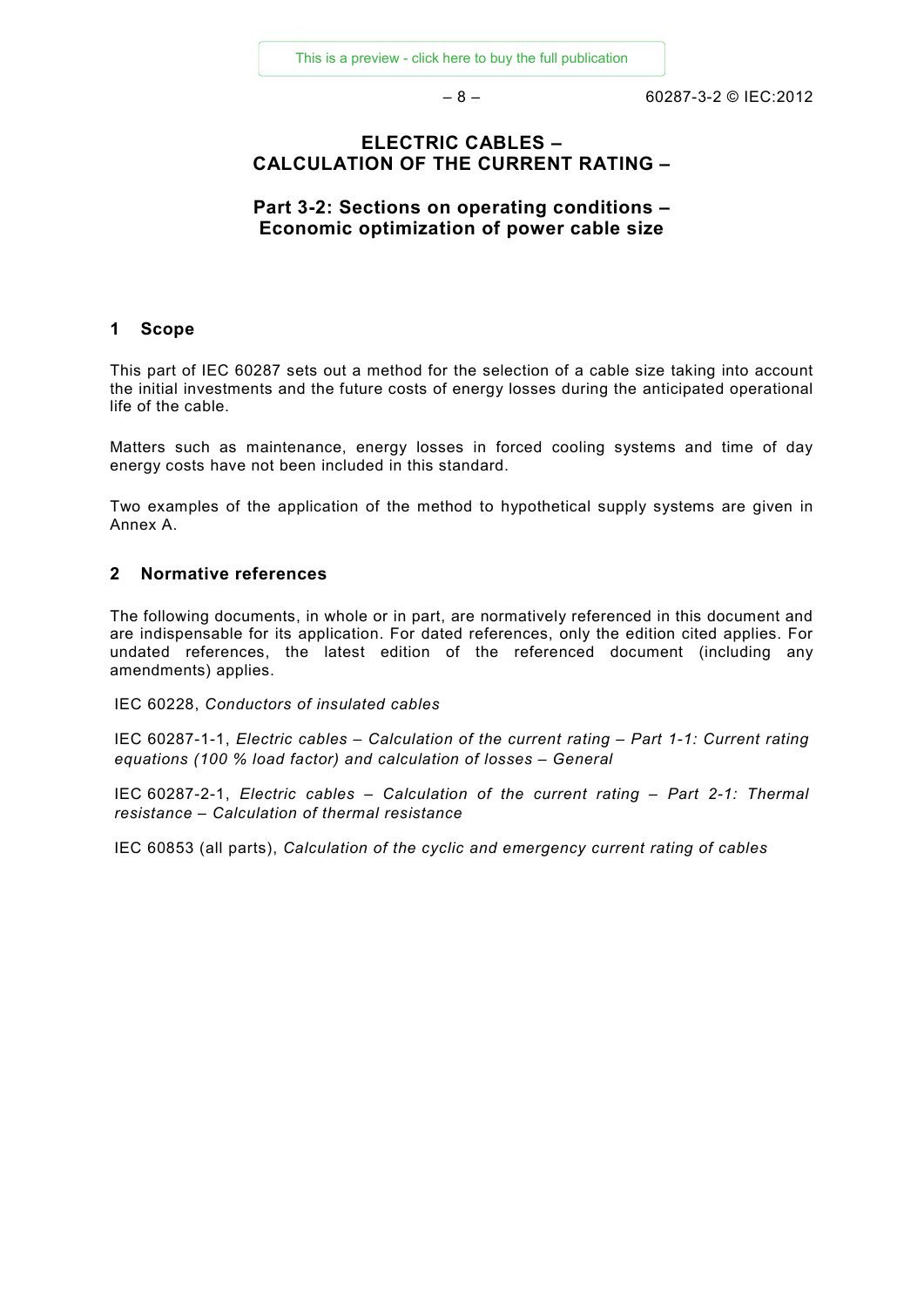# ELECTRIC CABLES – CALCULATION OF THE CURRENT RATING –

## Part 3-2: Sections on operating conditions – Economic optimization of power cable size

## 1 Scope

This part of IEC 60287 sets out a method for the selection of a cable size taking into account the initial investments and the future costs of energy losses during the anticipated operational life of the cable.

Matters such as maintenance, energy losses in forced cooling systems and time of day energy costs have not been included in this standard.

Two examples of the application of the method to hypothetical supply systems are given in Annex A.

## 2 Normative references

The following documents, in whole or in part, are normatively referenced in this document and are indispensable for its application. For dated references, only the edition cited applies. For undated references, the latest edition of the referenced document (including any amendments) applies.

IEC 60228, *Conductors of insulated cables*

IEC 60287-1-1, *Electric cables – Calculation of the current rating – Part 1-1: Current rating equations (100 % load factor) and calculation of losses – General*

IEC 60287-2-1, *Electric cables – Calculation of the current rating – Part 2-1: Thermal resistance – Calculation of thermal resistance*

IEC 60853 (all parts), *Calculation of the cyclic and emergency current rating of cables*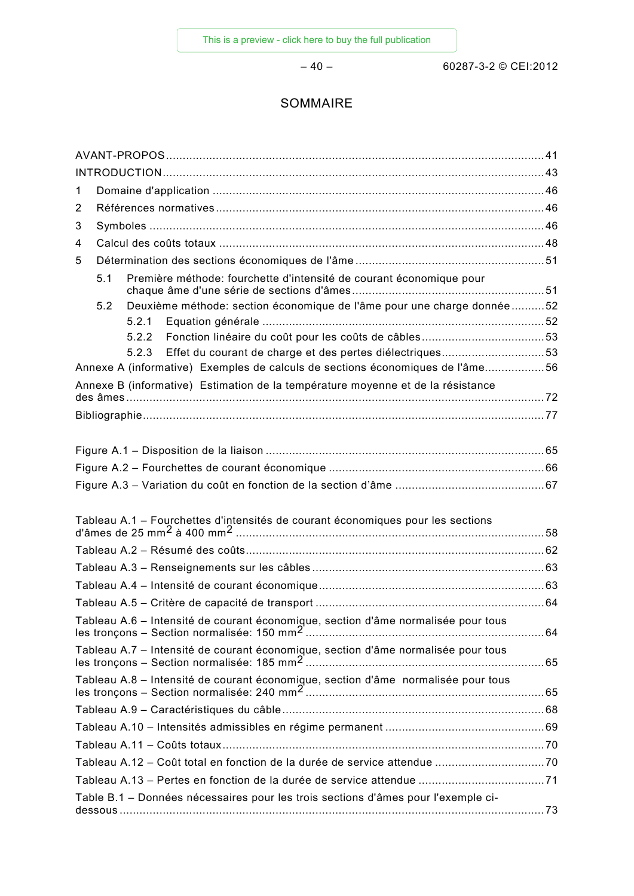# SOMMAIRE

AVANT-PROPOS ........................................................................................................................ 41

INTRODUCTION ........................................................................................................................ 43

1 Domaine d'application ........................................................................................................ 46

2 Références normatives ........................................................................................................ 46

3 Symboles ............................................................................................................................ 46

4 Calcul des coûts totaux ....................................................................................................... 48

5 Détermination des sections économiques de l'âme ............................................................. 51

  5.1 Première méthode: fourchette d'intensité de courant économique pour chaque âme d'une série de sections d'âmes ............................................................. 51

  5.2 Deuxième méthode: section économique de l'âme pour une charge donnée .......... 52

    5.2.1 Equation générale ...................................................................................... 52

    5.2.2 Fonction linéaire du coût pour les coûts de câbles ...................................... 53

    5.2.3 Effet du courant de charge et des pertes diélectriques ............................... 53

Annexe A (informative) Exemples de calculs de sections économiques de l'âme .................. 56

Annexe B (informative) Estimation de la température moyenne et de la résistance des âmes ..................................................................................................................................... 72

Bibliographie ............................................................................................................................ 77

Figure A.1 – Disposition de la liaison ........................................................................................ 65

Figure A.2 – Fourchettes de courant économique ..................................................................... 66

Figure A.3 – Variation du coût en fonction de la section d'âme ................................................. 67

Tableau A.1 – Fourchettes d'intensités de courant économiques pour les sections d'âmes de 25 $mm^2$ à 400 $mm^2$ ................................................................................................ 58

Tableau A.2 – Résumé des coûts .............................................................................................. 62

Tableau A.3 – Renseignements sur les câbles .......................................................................... 63

Tableau A.4 – Intensité de courant économique ....................................................................... 63

Tableau A.5 – Critère de capacité de transport ......................................................................... 64

Tableau A.6 – Intensité de courant économique, section d'âme normalisée pour tous les tronçons – Section normalisée: 150 $mm^2$ ........................................................................ 64

Tableau A.7 – Intensité de courant économique, section d'âme normalisée pour tous les tronçons – Section normalisée: 185 $mm^2$ ........................................................................ 65

Tableau A.8 – Intensité de courant économique, section d'âme normalisée pour tous les tronçons – Section normalisée: 240 $mm^2$ ........................................................................ 65

Tableau A.9 – Caractéristiques du câble .................................................................................. 68

Tableau A.10 – Intensités admissibles en régime permanent .................................................... 69

Tableau A.11 – Coûts totaux ..................................................................................................... 70

Tableau A.12 – Coût total en fonction de la durée de service attendue .................................... 70

Tableau A.13 – Pertes en fonction de la durée de service attendue .......................................... 71

Table B.1 – Données nécessaires pour les trois sections d'âmes pour l'exemple ci-dessous ................................................................................................................................... 73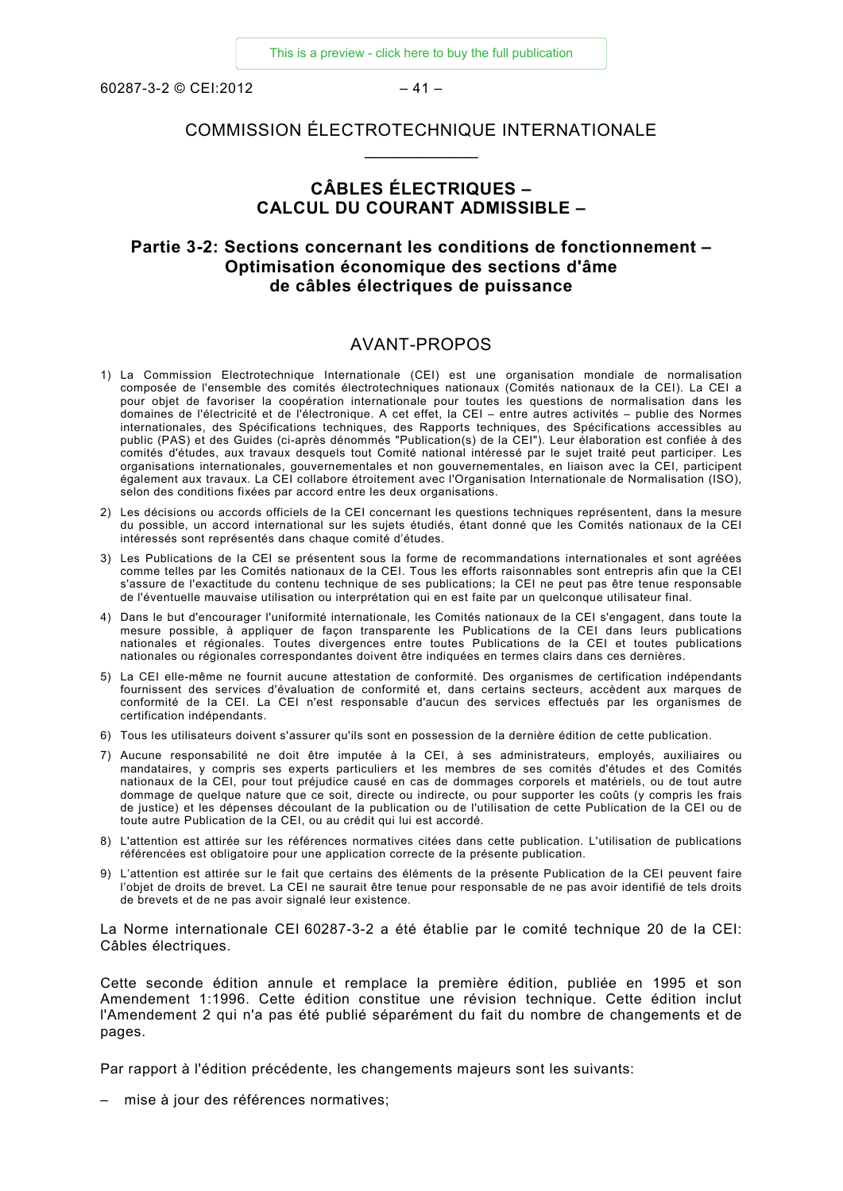COMMISSION ÉLECTROTECHNIQUE INTERNATIONALE

____________

# CÂBLES ÉLECTRIQUES – CALCUL DU COURANT ADMISSIBLE –

## Partie 3-2: Sections concernant les conditions de fonctionnement – Optimisation économique des sections d'âme de câbles électriques de puissance

## AVANT-PROPOS

1) La Commission Electrotechnique Internationale (CEI) est une organisation mondiale de normalisation composée de l'ensemble des comités électrotechniques nationaux (Comités nationaux de la CEI). La CEI a pour objet de favoriser la coopération internationale pour toutes les questions de normalisation dans les domaines de l'électricité et de l'électronique. A cet effet, la CEI – entre autres activités – publie des Normes internationales, des Spécifications techniques, des Rapports techniques, des Spécifications accessibles au public (PAS) et des Guides (ci-après dénommés "Publication(s) de la CEI"). Leur élaboration est confiée à des comités d'études, aux travaux desquels tout Comité national intéressé par le sujet traité peut participer. Les organisations internationales, gouvernementales et non gouvernementales, en liaison avec la CEI, participent également aux travaux. La CEI collabore étroitement avec l'Organisation Internationale de Normalisation (ISO), selon des conditions fixées par accord entre les deux organisations.
2) Les décisions ou accords officiels de la CEI concernant les questions techniques représentent, dans la mesure du possible, un accord international sur les sujets étudiés, étant donné que les Comités nationaux de la CEI intéressés sont représentés dans chaque comité d'études.
3) Les Publications de la CEI se présentent sous la forme de recommandations internationales et sont agréées comme telles par les Comités nationaux de la CEI. Tous les efforts raisonnables sont entrepris afin que la CEI s'assure de l'exactitude du contenu technique de ses publications; la CEI ne peut pas être tenue responsable de l'éventuelle mauvaise utilisation ou interprétation qui en est faite par un quelconque utilisateur final.
4) Dans le but d'encourager l'uniformité internationale, les Comités nationaux de la CEI s'engagent, dans toute la mesure possible, à appliquer de façon transparente les Publications de la CEI dans leurs publications nationales et régionales. Toutes divergences entre toutes Publications de la CEI et toutes publications nationales ou régionales correspondantes doivent être indiquées en termes clairs dans ces dernières.
5) La CEI elle-même ne fournit aucune attestation de conformité. Des organismes de certification indépendants fournissent des services d'évaluation de conformité et, dans certains secteurs, accèdent aux marques de conformité de la CEI. La CEI n'est responsable d'aucun des services effectués par les organismes de certification indépendants.
6) Tous les utilisateurs doivent s'assurer qu'ils sont en possession de la dernière édition de cette publication.
7) Aucune responsabilité ne doit être imputée à la CEI, à ses administrateurs, employés, auxiliaires ou mandataires, y compris ses experts particuliers et les membres de ses comités d'études et des Comités nationaux de la CEI, pour tout préjudice causé en cas de dommages corporels et matériels, ou de tout autre dommage de quelque nature que ce soit, directe ou indirecte, ou pour supporter les coûts (y compris les frais de justice) et les dépenses découlant de la publication ou de l'utilisation de cette Publication de la CEI ou de toute autre Publication de la CEI, ou au crédit qui lui est accordé.
8) L'attention est attirée sur les références normatives citées dans cette publication. L'utilisation de publications référencées est obligatoire pour une application correcte de la présente publication.
9) L'attention est attirée sur le fait que certains des éléments de la présente Publication de la CEI peuvent faire l'objet de droits de brevet. La CEI ne saurait être tenue pour responsable de ne pas avoir identifié de tels droits de brevets et de ne pas avoir signalé leur existence.

La Norme internationale CEI 60287-3-2 a été établie par le comité technique 20 de la CEI: Câbles électriques.

Cette seconde édition annule et remplace la première édition, publiée en 1995 et son Amendement 1:1996. Cette édition constitue une révision technique. Cette édition inclut l'Amendement 2 qui n'a pas été publié séparément du fait du nombre de changements et de pages.

Par rapport à l'édition précédente, les changements majeurs sont les suivants:

– mise à jour des références normatives;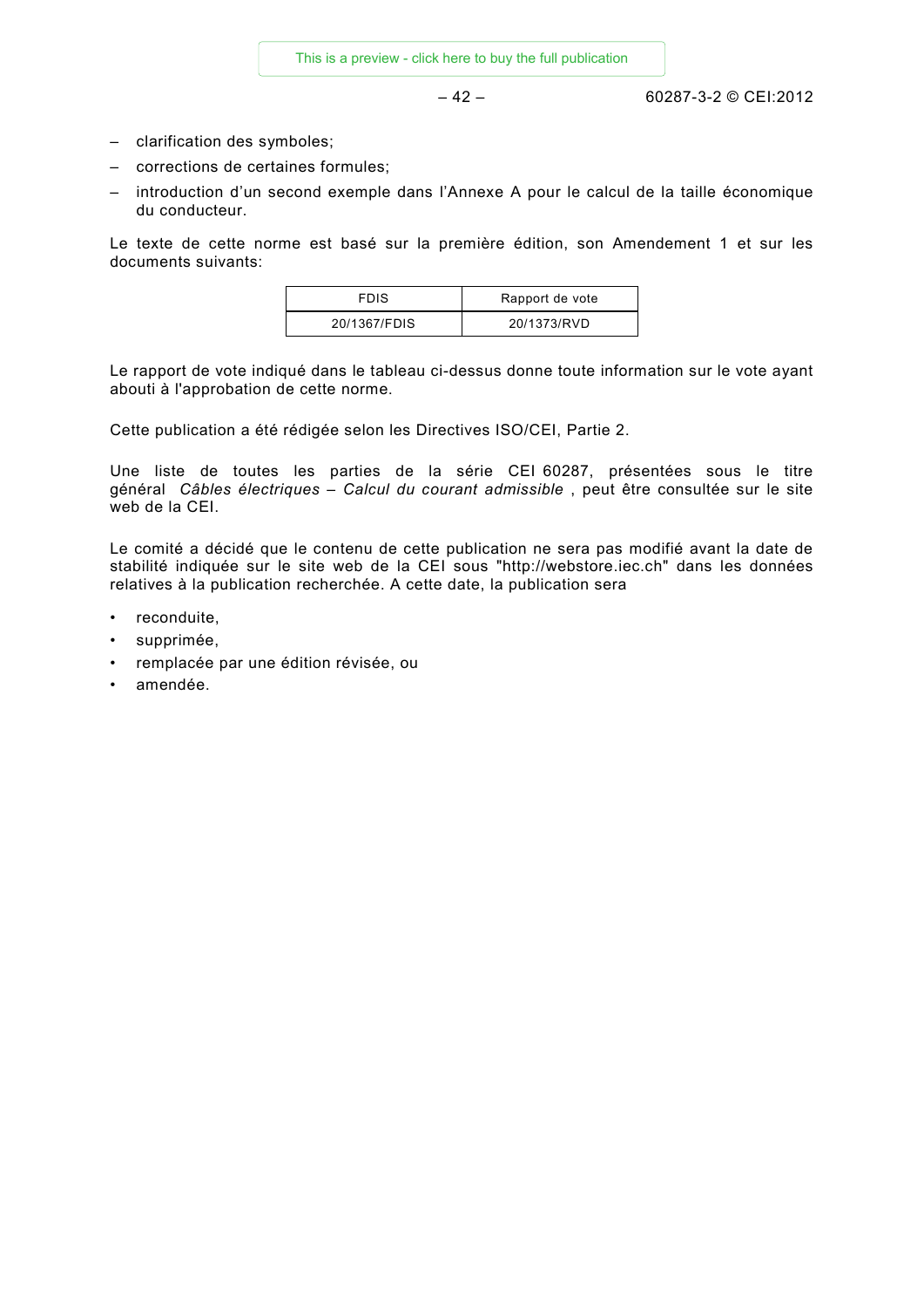– clarification des symboles;
– corrections de certaines formules;
– introduction d'un second exemple dans l'Annexe A pour le calcul de la taille économique du conducteur.

Le texte de cette norme est basé sur la première édition, son Amendement 1 et sur les documents suivants:

| FDIS | Rapport de vote |
|---|---|
| 20/1367/FDIS | 20/1373/RVD |

Le rapport de vote indiqué dans le tableau ci-dessus donne toute information sur le vote ayant abouti à l'approbation de cette norme.

Cette publication a été rédigée selon les Directives ISO/CEI, Partie 2.

Une liste de toutes les parties de la série CEI 60287, présentées sous le titre général *Câbles électriques – Calcul du courant admissible* , peut être consultée sur le site web de la CEI.

Le comité a décidé que le contenu de cette publication ne sera pas modifié avant la date de stabilité indiquée sur le site web de la CEI sous "http://webstore.iec.ch" dans les données relatives à la publication recherchée. A cette date, la publication sera

- reconduite,
- supprimée,
- remplacée par une édition révisée, ou
- amendée.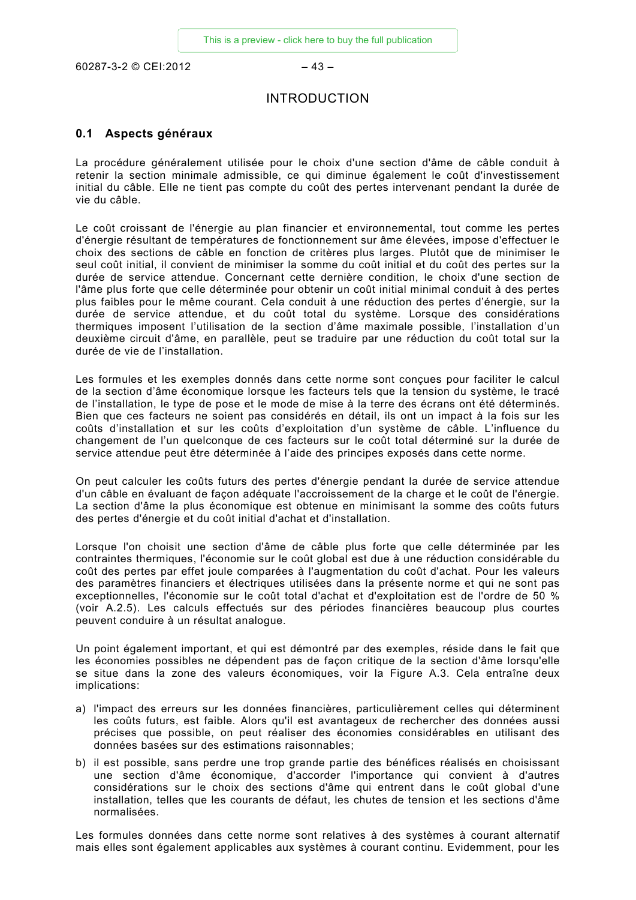# INTRODUCTION

## 0.1 Aspects généraux

La procédure généralement utilisée pour le choix d'une section d'âme de câble conduit à retenir la section minimale admissible, ce qui diminue également le coût d'investissement initial du câble. Elle ne tient pas compte du coût des pertes intervenant pendant la durée de vie du câble.

Le coût croissant de l'énergie au plan financier et environnemental, tout comme les pertes d'énergie résultant de températures de fonctionnement sur âme élevées, impose d'effectuer le choix des sections de câble en fonction de critères plus larges. Plutôt que de minimiser le seul coût initial, il convient de minimiser la somme du coût initial et du coût des pertes sur la durée de service attendue. Concernant cette dernière condition, le choix d'une section de l'âme plus forte que celle déterminée pour obtenir un coût initial minimal conduit à des pertes plus faibles pour le même courant. Cela conduit à une réduction des pertes d'énergie, sur la durée de service attendue, et du coût total du système. Lorsque des considérations thermiques imposent l'utilisation de la section d'âme maximale possible, l'installation d'un deuxième circuit d'âme, en parallèle, peut se traduire par une réduction du coût total sur la durée de vie de l'installation.

Les formules et les exemples donnés dans cette norme sont conçues pour faciliter le calcul de la section d'âme économique lorsque les facteurs tels que la tension du système, le tracé de l'installation, le type de pose et le mode de mise à la terre des écrans ont été déterminés. Bien que ces facteurs ne soient pas considérés en détail, ils ont un impact à la fois sur les coûts d'installation et sur les coûts d'exploitation d'un système de câble. L'influence du changement de l'un quelconque de ces facteurs sur le coût total déterminé sur la durée de service attendue peut être déterminée à l'aide des principes exposés dans cette norme.

On peut calculer les coûts futurs des pertes d'énergie pendant la durée de service attendue d'un câble en évaluant de façon adéquate l'accroissement de la charge et le coût de l'énergie. La section d'âme la plus économique est obtenue en minimisant la somme des coûts futurs des pertes d'énergie et du coût initial d'achat et d'installation.

Lorsque l'on choisit une section d'âme de câble plus forte que celle déterminée par les contraintes thermiques, l'économie sur le coût global est due à une réduction considérable du coût des pertes par effet joule comparées à l'augmentation du coût d'achat. Pour les valeurs des paramètres financiers et électriques utilisées dans la présente norme et qui ne sont pas exceptionnelles, l'économie sur le coût total d'achat et d'exploitation est de l'ordre de 50 % (voir A.2.5). Les calculs effectués sur des périodes financières beaucoup plus courtes peuvent conduire à un résultat analogue.

Un point également important, et qui est démontré par des exemples, réside dans le fait que les économies possibles ne dépendent pas de façon critique de la section d'âme lorsqu'elle se situe dans la zone des valeurs économiques, voir la Figure A.3. Cela entraîne deux implications:

a) l'impact des erreurs sur les données financières, particulièrement celles qui déterminent les coûts futurs, est faible. Alors qu'il est avantageux de rechercher des données aussi précises que possible, on peut réaliser des économies considérables en utilisant des données basées sur des estimations raisonnables;

b) il est possible, sans perdre une trop grande partie des bénéfices réalisés en choisissant une section d'âme économique, d'accorder l'importance qui convient à d'autres considérations sur le choix des sections d'âme qui entrent dans le coût global d'une installation, telles que les courants de défaut, les chutes de tension et les sections d'âme normalisées.

Les formules données dans cette norme sont relatives à des systèmes à courant alternatif mais elles sont également applicables aux systèmes à courant continu. Evidemment, pour les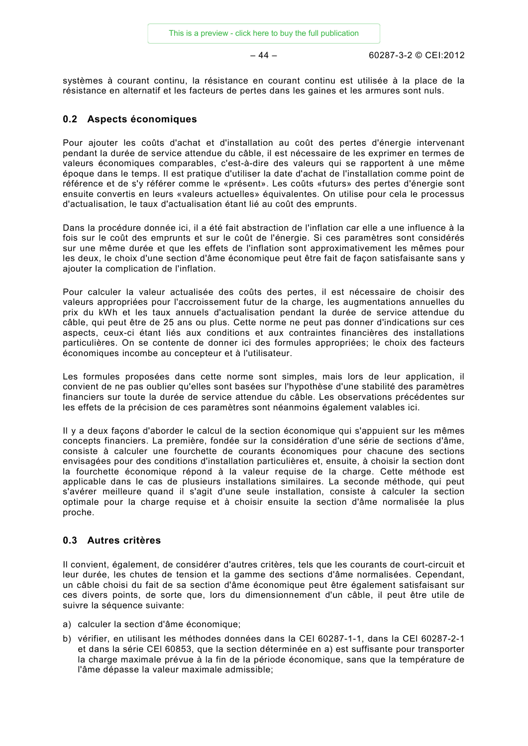systèmes à courant continu, la résistance en courant continu est utilisée à la place de la résistance en alternatif et les facteurs de pertes dans les gaines et les armures sont nuls.

## 0.2 Aspects économiques

Pour ajouter les coûts d'achat et d'installation au coût des pertes d'énergie intervenant pendant la durée de service attendue du câble, il est nécessaire de les exprimer en termes de valeurs économiques comparables, c'est-à-dire des valeurs qui se rapportent à une même époque dans le temps. Il est pratique d'utiliser la date d'achat de l'installation comme point de référence et de s'y référer comme le «présent». Les coûts «futurs» des pertes d'énergie sont ensuite convertis en leurs «valeurs actuelles» équivalentes. On utilise pour cela le processus d'actualisation, le taux d'actualisation étant lié au coût des emprunts.

Dans la procédure donnée ici, il a été fait abstraction de l'inflation car elle a une influence à la fois sur le coût des emprunts et sur le coût de l'énergie. Si ces paramètres sont considérés sur une même durée et que les effets de l'inflation sont approximativement les mêmes pour les deux, le choix d'une section d'âme économique peut être fait de façon satisfaisante sans y ajouter la complication de l'inflation.

Pour calculer la valeur actualisée des coûts des pertes, il est nécessaire de choisir des valeurs appropriées pour l'accroissement futur de la charge, les augmentations annuelles du prix du kWh et les taux annuels d'actualisation pendant la durée de service attendue du câble, qui peut être de 25 ans ou plus. Cette norme ne peut pas donner d'indications sur ces aspects, ceux-ci étant liés aux conditions et aux contraintes financières des installations particulières. On se contente de donner ici des formules appropriées; le choix des facteurs économiques incombe au concepteur et à l'utilisateur.

Les formules proposées dans cette norme sont simples, mais lors de leur application, il convient de ne pas oublier qu'elles sont basées sur l'hypothèse d'une stabilité des paramètres financiers sur toute la durée de service attendue du câble. Les observations précédentes sur les effets de la précision de ces paramètres sont néanmoins également valables ici.

Il y a deux façons d'aborder le calcul de la section économique qui s'appuient sur les mêmes concepts financiers. La première, fondée sur la considération d'une série de sections d'âme, consiste à calculer une fourchette de courants économiques pour chacune des sections envisagées pour des conditions d'installation particulières et, ensuite, à choisir la section dont la fourchette économique répond à la valeur requise de la charge. Cette méthode est applicable dans le cas de plusieurs installations similaires. La seconde méthode, qui peut s'avérer meilleure quand il s'agit d'une seule installation, consiste à calculer la section optimale pour la charge requise et à choisir ensuite la section d'âme normalisée la plus proche.

## 0.3 Autres critères

Il convient, également, de considérer d'autres critères, tels que les courants de court-circuit et leur durée, les chutes de tension et la gamme des sections d'âme normalisées. Cependant, un câble choisi du fait de sa section d'âme économique peut être également satisfaisant sur ces divers points, de sorte que, lors du dimensionnement d'un câble, il peut être utile de suivre la séquence suivante:

a) calculer la section d'âme économique;
b) vérifier, en utilisant les méthodes données dans la CEI 60287-1-1, dans la CEI 60287-2-1 et dans la série CEI 60853, que la section déterminée en a) est suffisante pour transporter la charge maximale prévue à la fin de la période économique, sans que la température de l'âme dépasse la valeur maximale admissible;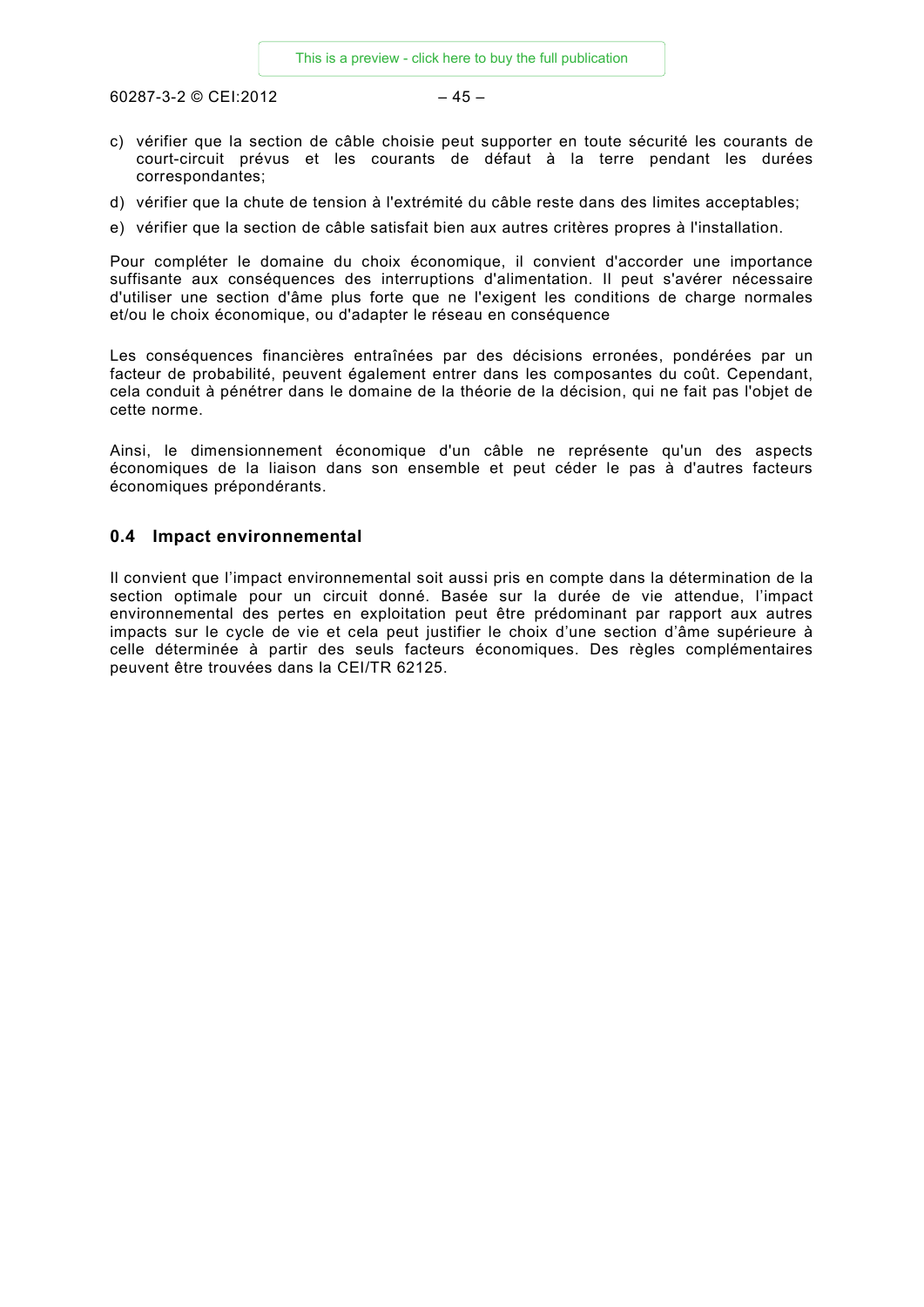c) vérifier que la section de câble choisie peut supporter en toute sécurité les courants de court-circuit prévus et les courants de défaut à la terre pendant les durées correspondantes;

d) vérifier que la chute de tension à l'extrémité du câble reste dans des limites acceptables;

e) vérifier que la section de câble satisfait bien aux autres critères propres à l'installation.

Pour compléter le domaine du choix économique, il convient d'accorder une importance suffisante aux conséquences des interruptions d'alimentation. Il peut s'avérer nécessaire d'utiliser une section d'âme plus forte que ne l'exigent les conditions de charge normales et/ou le choix économique, ou d'adapter le réseau en conséquence

Les conséquences financières entraînées par des décisions erronées, pondérées par un facteur de probabilité, peuvent également entrer dans les composantes du coût. Cependant, cela conduit à pénétrer dans le domaine de la théorie de la décision, qui ne fait pas l'objet de cette norme.

Ainsi, le dimensionnement économique d'un câble ne représente qu'un des aspects économiques de la liaison dans son ensemble et peut céder le pas à d'autres facteurs économiques prépondérants.

## 0.4 Impact environnemental

Il convient que l'impact environnemental soit aussi pris en compte dans la détermination de la section optimale pour un circuit donné. Basée sur la durée de vie attendue, l'impact environnemental des pertes en exploitation peut être prédominant par rapport aux autres impacts sur le cycle de vie et cela peut justifier le choix d'une section d'âme supérieure à celle déterminée à partir des seuls facteurs économiques. Des règles complémentaires peuvent être trouvées dans la CEI/TR 62125.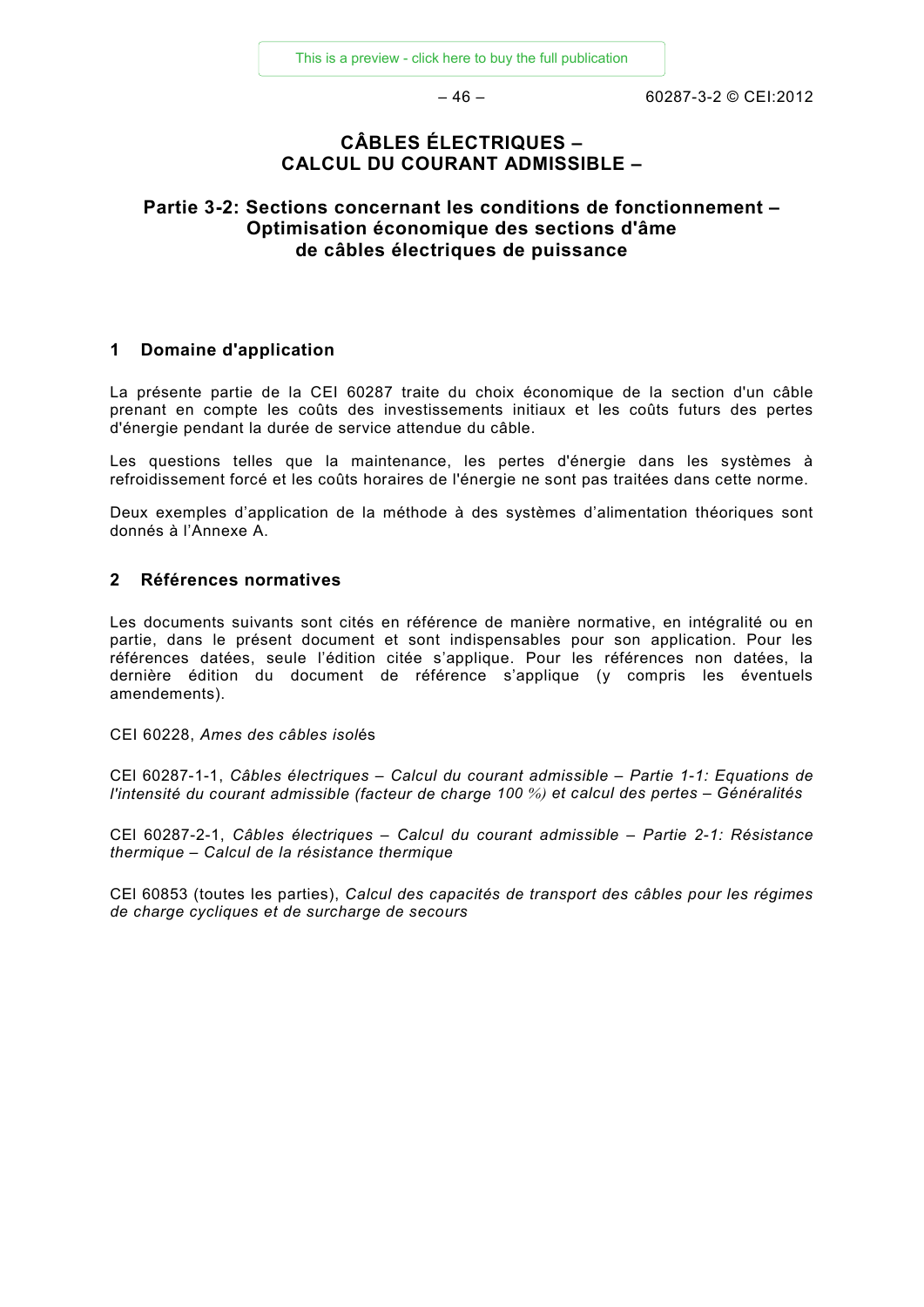# CÂBLES ÉLECTRIQUES – CALCUL DU COURANT ADMISSIBLE –

## Partie 3-2: Sections concernant les conditions de fonctionnement – Optimisation économique des sections d'âme de câbles électriques de puissance

## 1 Domaine d'application

La présente partie de la CEI 60287 traite du choix économique de la section d'un câble prenant en compte les coûts des investissements initiaux et les coûts futurs des pertes d'énergie pendant la durée de service attendue du câble.

Les questions telles que la maintenance, les pertes d'énergie dans les systèmes à refroidissement forcé et les coûts horaires de l'énergie ne sont pas traitées dans cette norme.

Deux exemples d'application de la méthode à des systèmes d'alimentation théoriques sont donnés à l'Annexe A.

## 2 Références normatives

Les documents suivants sont cités en référence de manière normative, en intégralité ou en partie, dans le présent document et sont indispensables pour son application. Pour les références datées, seule l'édition citée s'applique. Pour les références non datées, la dernière édition du document de référence s'applique (y compris les éventuels amendements).

CEI 60228, *Ames des câbles isolés*

CEI 60287-1-1, *Câbles électriques – Calcul du courant admissible – Partie 1-1: Equations de l'intensité du courant admissible (facteur de charge 100 %) et calcul des pertes – Généralités*

CEI 60287-2-1, *Câbles électriques – Calcul du courant admissible – Partie 2-1: Résistance thermique – Calcul de la résistance thermique*

CEI 60853 (toutes les parties), *Calcul des capacités de transport des câbles pour les régimes de charge cycliques et de surcharge de secours*